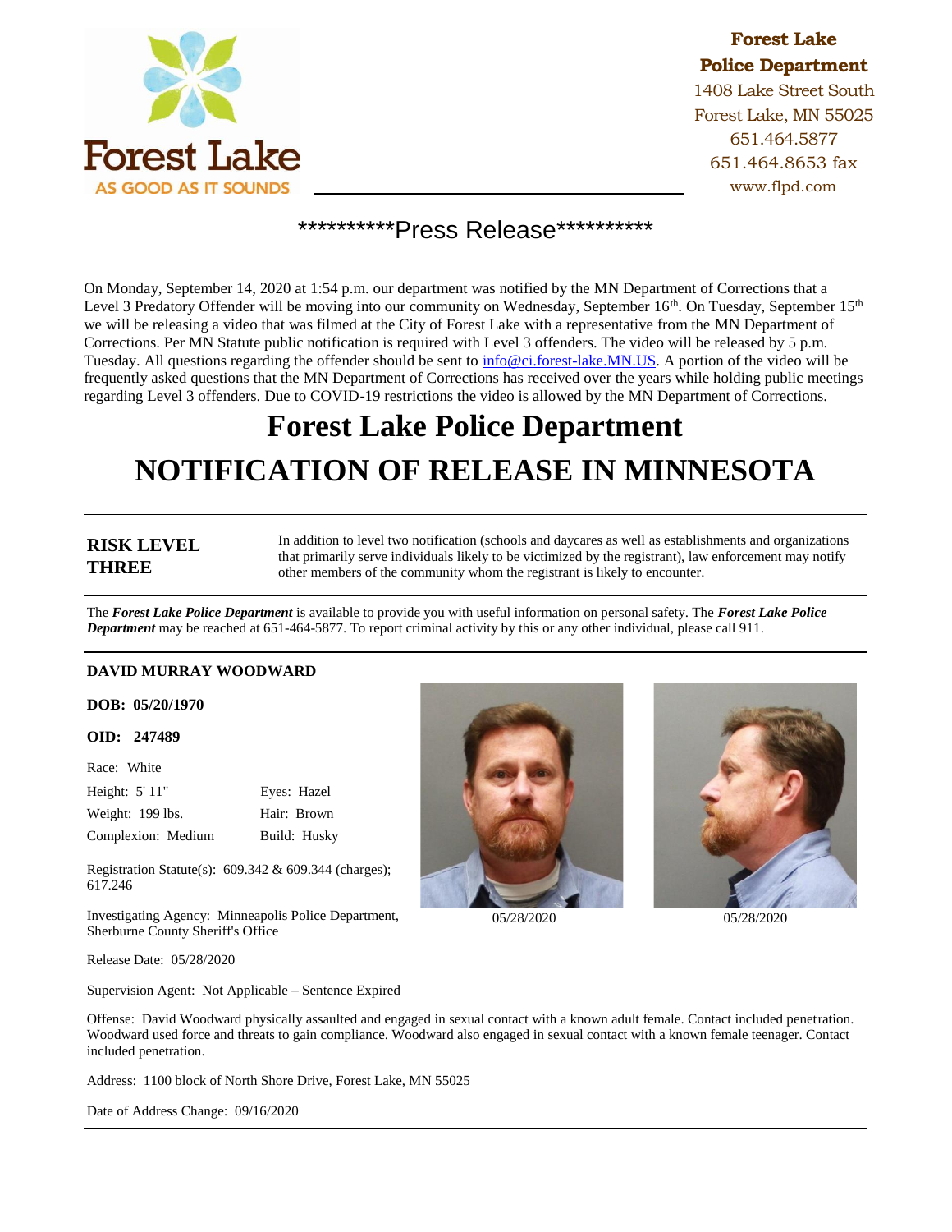Forest Lake
AS GOOD AS IT SOUNDS

**Forest Lake Police Department**
1408 Lake Street South
Forest Lake, MN 55025
651.464.5877
651.464.8653 fax
www.flpd.com

**********Press Release**********

On Monday, September 14, 2020 at 1:54 p.m. our department was notified by the MN Department of Corrections that a Level 3 Predatory Offender will be moving into our community on Wednesday, September 16th. On Tuesday, September 15th we will be releasing a video that was filmed at the City of Forest Lake with a representative from the MN Department of Corrections. Per MN Statute public notification is required with Level 3 offenders. The video will be released by 5 p.m. Tuesday. All questions regarding the offender should be sent to info@ci.forest-lake.MN.US. A portion of the video will be frequently asked questions that the MN Department of Corrections has received over the years while holding public meetings regarding Level 3 offenders. Due to COVID-19 restrictions the video is allowed by the MN Department of Corrections.

# Forest Lake Police Department
# NOTIFICATION OF RELEASE IN MINNESOTA

**RISK LEVEL THREE**

In addition to level two notification (schools and daycares as well as establishments and organizations that primarily serve individuals likely to be victimized by the registrant), law enforcement may notify other members of the community whom the registrant is likely to encounter.

The ***Forest Lake Police Department*** is available to provide you with useful information on personal safety. The ***Forest Lake Police Department*** may be reached at 651-464-5877. To report criminal activity by this or any other individual, please call 911.

**DAVID MURRAY WOODWARD**

**DOB: 05/20/1970**

**OID: 247489**

Race: White

Height: 5' 11"  Eyes: Hazel

Weight: 199 lbs.  Hair: Brown

Complexion: Medium  Build: Husky

Registration Statute(s): 609.342 & 609.344 (charges); 617.246

Investigating Agency: Minneapolis Police Department, Sherburne County Sheriff's Office

Release Date: 05/28/2020

Supervision Agent: Not Applicable – Sentence Expired

05/28/2020  05/28/2020

Offense: David Woodward physically assaulted and engaged in sexual contact with a known adult female. Contact included penetration. Woodward used force and threats to gain compliance. Woodward also engaged in sexual contact with a known female teenager. Contact included penetration.

Address: 1100 block of North Shore Drive, Forest Lake, MN 55025

Date of Address Change: 09/16/2020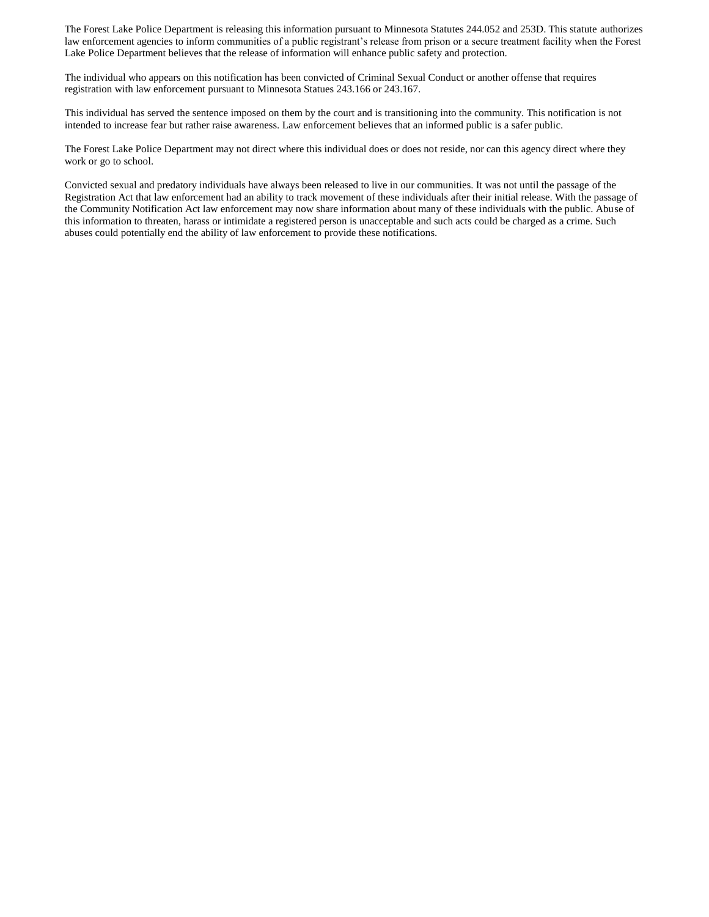The Forest Lake Police Department is releasing this information pursuant to Minnesota Statutes 244.052 and 253D. This statute authorizes law enforcement agencies to inform communities of a public registrant's release from prison or a secure treatment facility when the Forest Lake Police Department believes that the release of information will enhance public safety and protection.

The individual who appears on this notification has been convicted of Criminal Sexual Conduct or another offense that requires registration with law enforcement pursuant to Minnesota Statues 243.166 or 243.167.

This individual has served the sentence imposed on them by the court and is transitioning into the community. This notification is not intended to increase fear but rather raise awareness. Law enforcement believes that an informed public is a safer public.

The Forest Lake Police Department may not direct where this individual does or does not reside, nor can this agency direct where they work or go to school.

Convicted sexual and predatory individuals have always been released to live in our communities. It was not until the passage of the Registration Act that law enforcement had an ability to track movement of these individuals after their initial release. With the passage of the Community Notification Act law enforcement may now share information about many of these individuals with the public. Abuse of this information to threaten, harass or intimidate a registered person is unacceptable and such acts could be charged as a crime. Such abuses could potentially end the ability of law enforcement to provide these notifications.